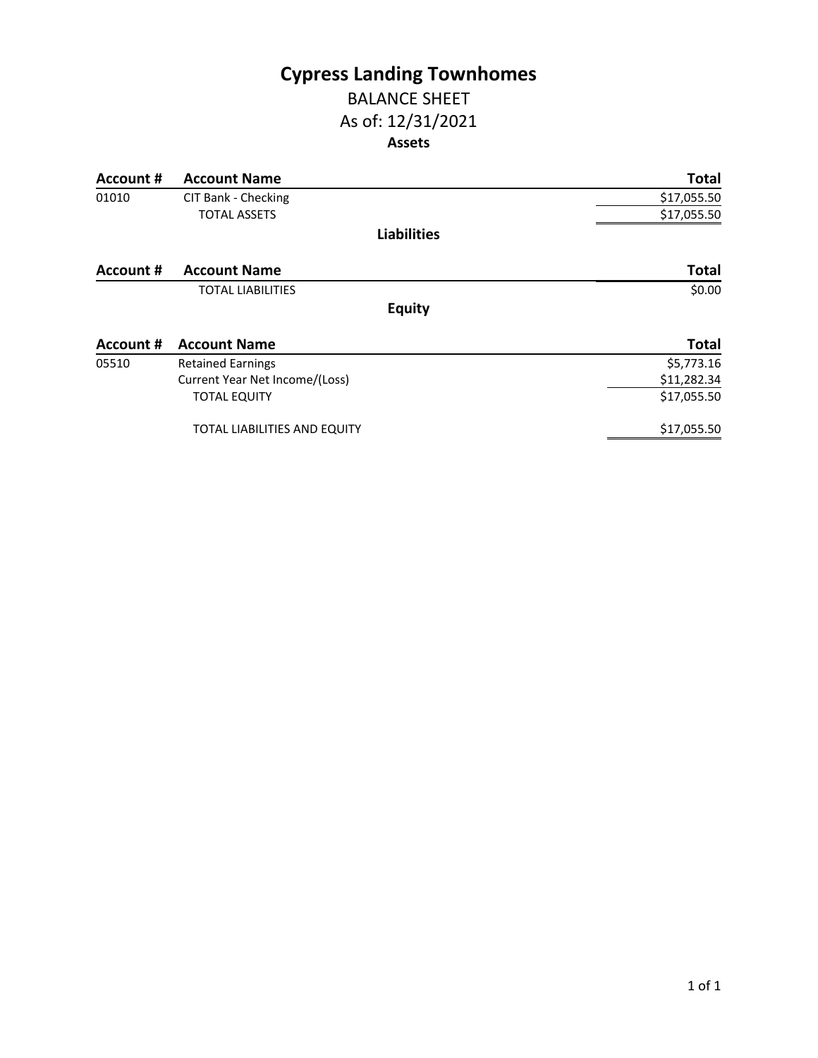# Cypress Landing Townhomes

## BALANCE SHEET

### As of: 12/31/2021

### Assets

| Account # | Account Name | Total |
|---|---|---|
| 01010 | CIT Bank - Checking | $17,055.50 |
| | TOTAL ASSETS | $17,055.50 |

### Liabilities

| Account # | Account Name | Total |
|---|---|---|
| | TOTAL LIABILITIES | $0.00 |

### Equity

| Account # | Account Name | Total |
|---|---|---|
| 05510 | Retained Earnings | $5,773.16 |
| | Current Year Net Income/(Loss) | $11,282.34 |
| | TOTAL EQUITY | $17,055.50 |
| | TOTAL LIABILITIES AND EQUITY | $17,055.50 |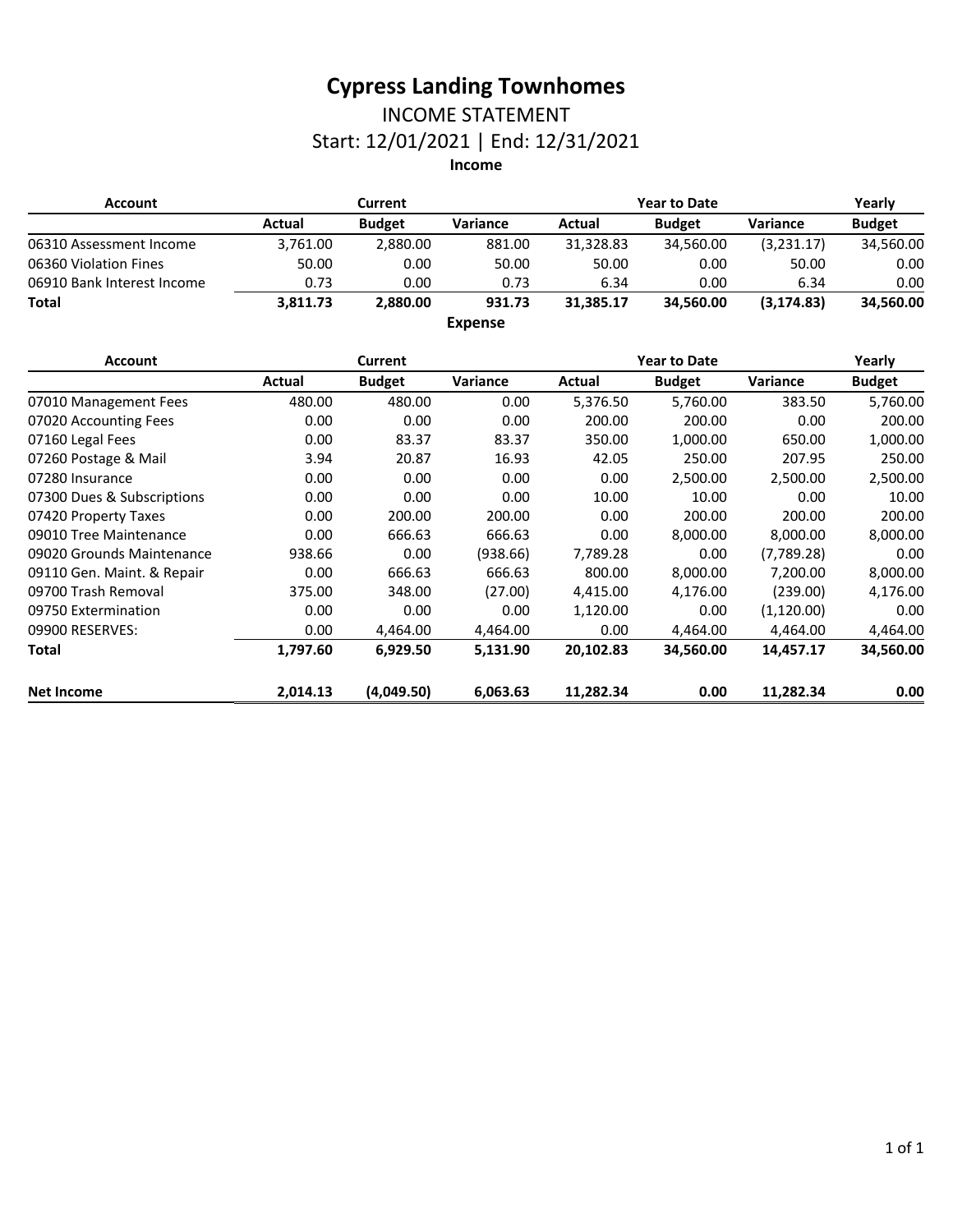# Cypress Landing Townhomes

## INCOME STATEMENT

### Start: 12/01/2021 | End: 12/31/2021

**Income**

| Account | Current | | | Year to Date | | | Yearly |
|---|---|---|---|---|---|---|---|
| | Actual | Budget | Variance | Actual | Budget | Variance | Budget |
| 06310 Assessment Income | 3,761.00 | 2,880.00 | 881.00 | 31,328.83 | 34,560.00 | (3,231.17) | 34,560.00 |
| 06360 Violation Fines | 50.00 | 0.00 | 50.00 | 50.00 | 0.00 | 50.00 | 0.00 |
| 06910 Bank Interest Income | 0.73 | 0.00 | 0.73 | 6.34 | 0.00 | 6.34 | 0.00 |
| **Total** | **3,811.73** | **2,880.00** | **931.73** | **31,385.17** | **34,560.00** | **(3,174.83)** | **34,560.00** |

**Expense**

| Account | Current | | | Year to Date | | | Yearly |
|---|---|---|---|---|---|---|---|
| | Actual | Budget | Variance | Actual | Budget | Variance | Budget |
| 07010 Management Fees | 480.00 | 480.00 | 0.00 | 5,376.50 | 5,760.00 | 383.50 | 5,760.00 |
| 07020 Accounting Fees | 0.00 | 0.00 | 0.00 | 200.00 | 200.00 | 0.00 | 200.00 |
| 07160 Legal Fees | 0.00 | 83.37 | 83.37 | 350.00 | 1,000.00 | 650.00 | 1,000.00 |
| 07260 Postage & Mail | 3.94 | 20.87 | 16.93 | 42.05 | 250.00 | 207.95 | 250.00 |
| 07280 Insurance | 0.00 | 0.00 | 0.00 | 0.00 | 2,500.00 | 2,500.00 | 2,500.00 |
| 07300 Dues & Subscriptions | 0.00 | 0.00 | 0.00 | 10.00 | 10.00 | 0.00 | 10.00 |
| 07420 Property Taxes | 0.00 | 200.00 | 200.00 | 0.00 | 200.00 | 200.00 | 200.00 |
| 09010 Tree Maintenance | 0.00 | 666.63 | 666.63 | 0.00 | 8,000.00 | 8,000.00 | 8,000.00 |
| 09020 Grounds Maintenance | 938.66 | 0.00 | (938.66) | 7,789.28 | 0.00 | (7,789.28) | 0.00 |
| 09110 Gen. Maint. & Repair | 0.00 | 666.63 | 666.63 | 800.00 | 8,000.00 | 7,200.00 | 8,000.00 |
| 09700 Trash Removal | 375.00 | 348.00 | (27.00) | 4,415.00 | 4,176.00 | (239.00) | 4,176.00 |
| 09750 Extermination | 0.00 | 0.00 | 0.00 | 1,120.00 | 0.00 | (1,120.00) | 0.00 |
| 09900 RESERVES: | 0.00 | 4,464.00 | 4,464.00 | 0.00 | 4,464.00 | 4,464.00 | 4,464.00 |
| **Total** | **1,797.60** | **6,929.50** | **5,131.90** | **20,102.83** | **34,560.00** | **14,457.17** | **34,560.00** |
| **Net Income** | **2,014.13** | **(4,049.50)** | **6,063.63** | **11,282.34** | **0.00** | **11,282.34** | **0.00** |